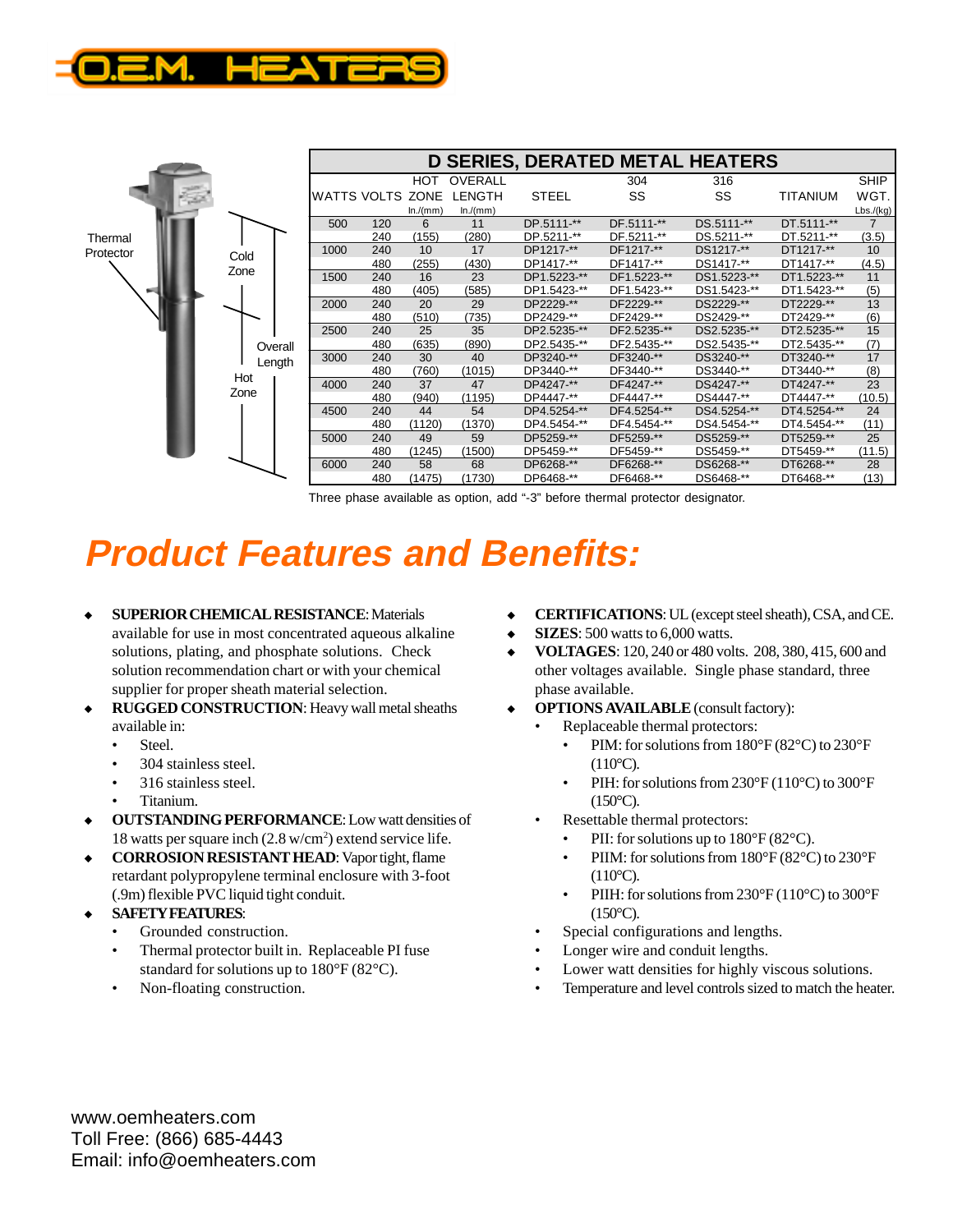# O.E.M. HEATERS

Thermal Protector

Cold Zone

Overall Length

Hot Zone

| D SERIES, DERATED METAL HEATERS | | | | | | | | |
|---|---|---|---|---|---|---|---|---|
| WATTS | VOLTS | HOT ZONE In./(mm) | OVERALL LENGTH In./(mm) | STEEL | 304 SS | 316 SS | TITANIUM | SHIP WGT. Lbs./(kg) |
| 500 | 120 | 6 | 11 | DP.5111-** | DF.5111-** | DS.5111-** | DT.5111-** | 7 |
| | 240 | (155) | (280) | DP.5211-** | DF.5211-** | DS.5211-** | DT.5211-** | (3.5) |
| 1000 | 240 | 10 | 17 | DP1217-** | DF1217-** | DS1217-** | DT1217-** | 10 |
| | 480 | (255) | (430) | DP1417-** | DF1417-** | DS1417-** | DT1417-** | (4.5) |
| 1500 | 240 | 16 | 23 | DP1.5223-** | DF1.5223-** | DS1.5223-** | DT1.5223-** | 11 |
| | 480 | (405) | (585) | DP1.5423-** | DF1.5423-** | DS1.5423-** | DT1.5423-** | (5) |
| 2000 | 240 | 20 | 29 | DP2229-** | DF2229-** | DS2229-** | DT2229-** | 13 |
| | 480 | (510) | (735) | DP2429-** | DF2429-** | DS2429-** | DT2429-** | (6) |
| 2500 | 240 | 25 | 35 | DP2.5235-** | DF2.5235-** | DS2.5235-** | DT2.5235-** | 15 |
| | 480 | (635) | (890) | DP2.5435-** | DF2.5435-** | DS2.5435-** | DT2.5435-** | (7) |
| 3000 | 240 | 30 | 40 | DP3240-** | DF3240-** | DS3240-** | DT3240-** | 17 |
| | 480 | (760) | (1015) | DP3440-** | DF3440-** | DS3440-** | DT3440-** | (8) |
| 4000 | 240 | 37 | 47 | DP4247-** | DF4247-** | DS4247-** | DT4247-** | 23 |
| | 480 | (940) | (1195) | DP4447-** | DF4447-** | DS4447-** | DT4447-** | (10.5) |
| 4500 | 240 | 44 | 54 | DP4.5254-** | DF4.5254-** | DS4.5254-** | DT4.5254-** | 24 |
| | 480 | (1120) | (1370) | DP4.5454-** | DF4.5454-** | DS4.5454-** | DT4.5454-** | (11) |
| 5000 | 240 | 49 | 59 | DP5259-** | DF5259-** | DS5259-** | DT5259-** | 25 |
| | 480 | (1245) | (1500) | DP5459-** | DF5459-** | DS5459-** | DT5459-** | (11.5) |
| 6000 | 240 | 58 | 68 | DP6268-** | DF6268-** | DS6268-** | DT6268-** | 28 |
| | 480 | (1475) | (1730) | DP6468-** | DF6468-** | DS6468-** | DT6468-** | (13) |

Three phase available as option, add "-3" before thermal protector designator.

# Product Features and Benefits:

- **SUPERIOR CHEMICAL RESISTANCE**: Materials available for use in most concentrated aqueous alkaline solutions, plating, and phosphate solutions. Check solution recommendation chart or with your chemical supplier for proper sheath material selection.
- **RUGGED CONSTRUCTION**: Heavy wall metal sheaths available in:
  - Steel.
  - 304 stainless steel.
  - 316 stainless steel.
  - Titanium.
- **OUTSTANDING PERFORMANCE**: Low watt densities of 18 watts per square inch (2.8 w/cm$^2$) extend service life.
- **CORROSION RESISTANT HEAD**: Vapor tight, flame retardant polypropylene terminal enclosure with 3-foot (.9m) flexible PVC liquid tight conduit.
- **SAFETY FEATURES**:
  - Grounded construction.
  - Thermal protector built in. Replaceable PI fuse standard for solutions up to 180°F (82°C).
  - Non-floating construction.
- **CERTIFICATIONS**: UL (except steel sheath), CSA, and CE.
- **SIZES**: 500 watts to 6,000 watts.
- **VOLTAGES**: 120, 240 or 480 volts. 208, 380, 415, 600 and other voltages available. Single phase standard, three phase available.
- **OPTIONS AVAILABLE** (consult factory):
  - Replaceable thermal protectors:
    - PIM: for solutions from 180°F (82°C) to 230°F (110°C).
    - PIH: for solutions from 230°F (110°C) to 300°F (150°C).
  - Resettable thermal protectors:
    - PII: for solutions up to 180°F (82°C).
    - PIIM: for solutions from 180°F (82°C) to 230°F (110°C).
    - PIIH: for solutions from 230°F (110°C) to 300°F (150°C).
  - Special configurations and lengths.
  - Longer wire and conduit lengths.
  - Lower watt densities for highly viscous solutions.
  - Temperature and level controls sized to match the heater.

www.oemheaters.com
Toll Free: (866) 685-4443
Email: info@oemheaters.com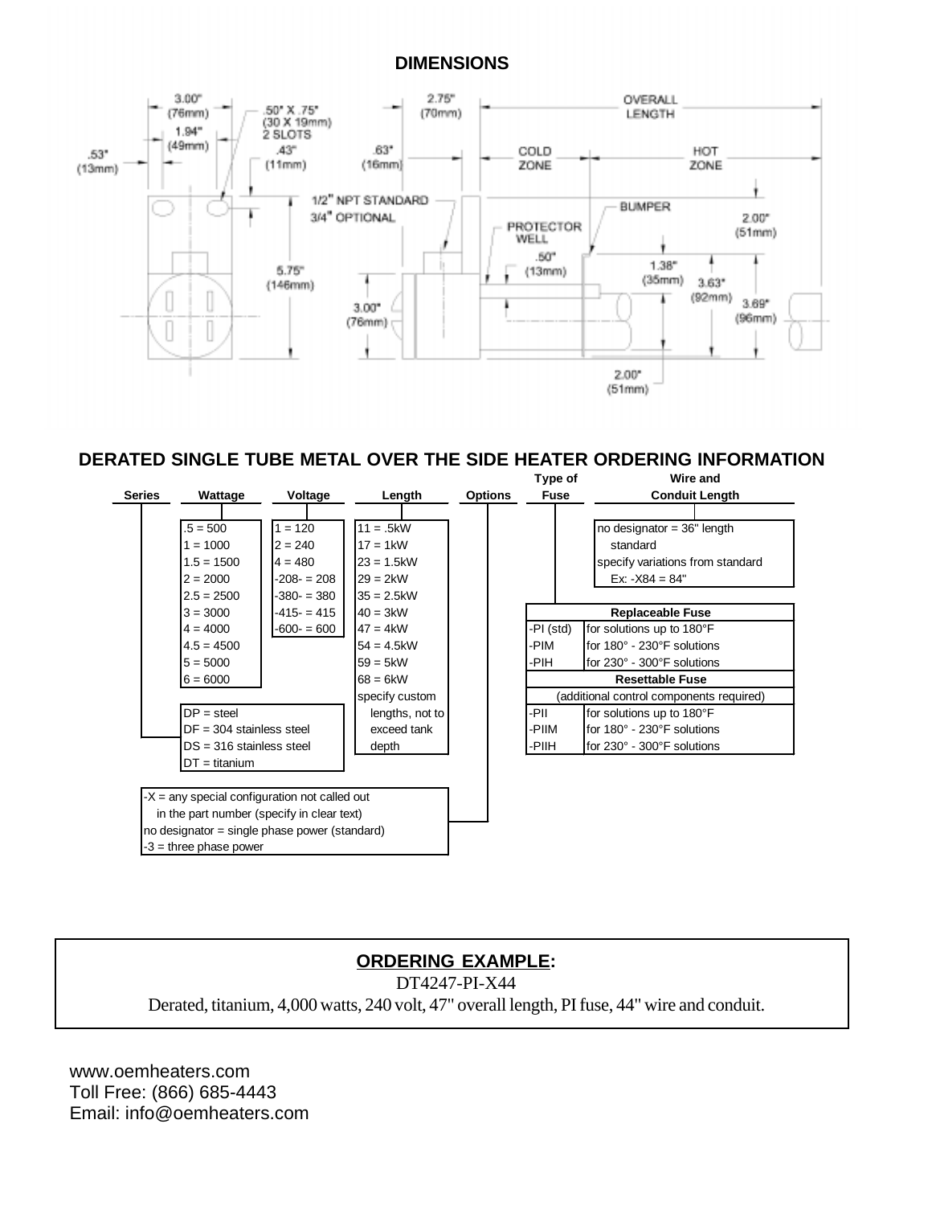## DIMENSIONS

3.00"
(76mm)
1.94"
(49mm)
.53"
(13mm)
.50" X .75"
(30 X 19mm)
2 SLOTS
.43"
(11mm)
2.75"
(70mm)
.63"
(16mm)
COLD
ZONE
OVERALL
LENGTH
HOT
ZONE
1/2" NPT STANDARD
3/4" OPTIONAL
BUMPER
PROTECTOR
WELL
2.00"
(51mm)
.50"
(13mm)
5.75"
(146mm)
1.38"
(35mm)
3.63"
(92mm)
3.69"
(96mm)
3.00"
(76mm)
2.00"
(51mm)

## DERATED SINGLE TUBE METAL OVER THE SIDE HEATER ORDERING INFORMATION

| Series | Wattage | Voltage | Length | Options | Type of Fuse | Wire and Conduit Length |
|---|---|---|---|---|---|---|

**Wattage:**
- .5 = 500
- 1 = 1000
- 1.5 = 1500
- 2 = 2000
- 2.5 = 2500
- 3 = 3000
- 4 = 4000
- 4.5 = 4500
- 5 = 5000
- 6 = 6000

**Voltage:**
- 1 = 120
- 2 = 240
- 4 = 480
- -208- = 208
- -380- = 380
- -415- = 415
- -600- = 600

**Length:**
- 11 = .5kW
- 17 = 1kW
- 23 = 1.5kW
- 29 = 2kW
- 35 = 2.5kW
- 40 = 3kW
- 47 = 4kW
- 54 = 4.5kW
- 59 = 5kW
- 68 = 6kW
- specify custom lengths, not to exceed tank depth

**Series:**
- DP = steel
- DF = 304 stainless steel
- DS = 316 stainless steel
- DT = titanium

**Options:**
- -X = any special configuration not called out in the part number (specify in clear text)
- no designator = single phase power (standard)
- -3 = three phase power

**Wire and Conduit Length:**
- no designator = 36" length standard
- specify variations from standard
  Ex: -X84 = 84"

**Type of Fuse:**

| Replaceable Fuse | |
|---|---|
| -PI (std) | for solutions up to 180°F |
| -PIM | for 180° - 230°F solutions |
| -PIH | for 230° - 300°F solutions |
| **Resettable Fuse** (additional control components required) | |
| -PII | for solutions up to 180°F |
| -PIIM | for 180° - 230°F solutions |
| -PIIH | for 230° - 300°F solutions |

**ORDERING EXAMPLE:**

DT4247-PI-X44

Derated, titanium, 4,000 watts, 240 volt, 47" overall length, PI fuse, 44" wire and conduit.

www.oemheaters.com
Toll Free: (866) 685-4443
Email: info@oemheaters.com